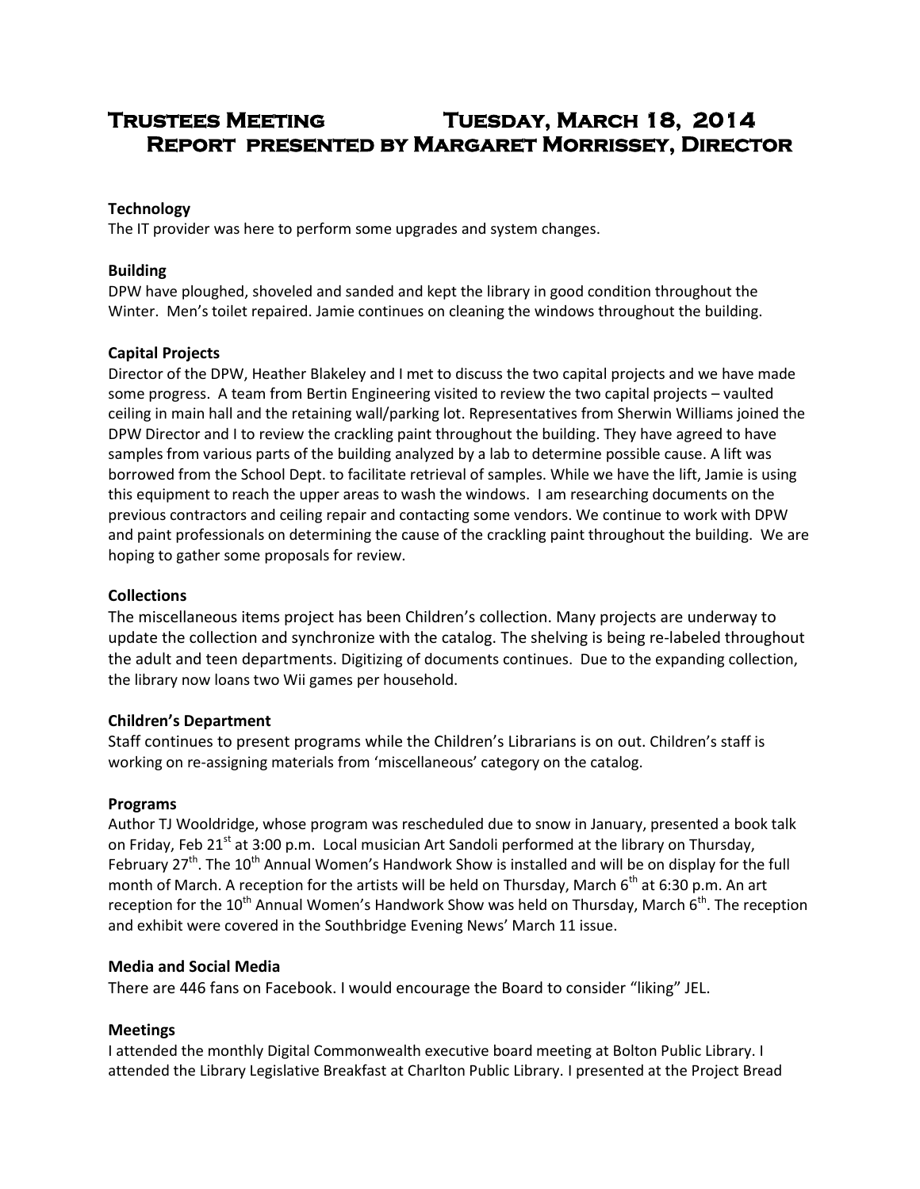# Trustees Meeting Tuesday, March 18, 2014
## Report presented by Margaret Morrissey, Director

**Technology**

The IT provider was here to perform some upgrades and system changes.

**Building**

DPW have ploughed, shoveled and sanded and kept the library in good condition throughout the Winter. Men's toilet repaired. Jamie continues on cleaning the windows throughout the building.

**Capital Projects**

Director of the DPW, Heather Blakeley and I met to discuss the two capital projects and we have made some progress. A team from Bertin Engineering visited to review the two capital projects – vaulted ceiling in main hall and the retaining wall/parking lot. Representatives from Sherwin Williams joined the DPW Director and I to review the crackling paint throughout the building. They have agreed to have samples from various parts of the building analyzed by a lab to determine possible cause. A lift was borrowed from the School Dept. to facilitate retrieval of samples. While we have the lift, Jamie is using this equipment to reach the upper areas to wash the windows. I am researching documents on the previous contractors and ceiling repair and contacting some vendors. We continue to work with DPW and paint professionals on determining the cause of the crackling paint throughout the building. We are hoping to gather some proposals for review.

**Collections**

The miscellaneous items project has been Children's collection. Many projects are underway to update the collection and synchronize with the catalog. The shelving is being re-labeled throughout the adult and teen departments. Digitizing of documents continues. Due to the expanding collection, the library now loans two Wii games per household.

**Children's Department**

Staff continues to present programs while the Children's Librarians is on out. Children's staff is working on re-assigning materials from 'miscellaneous' category on the catalog.

**Programs**

Author TJ Wooldridge, whose program was rescheduled due to snow in January, presented a book talk on Friday, Feb 21st at 3:00 p.m. Local musician Art Sandoli performed at the library on Thursday, February 27th. The 10th Annual Women's Handwork Show is installed and will be on display for the full month of March. A reception for the artists will be held on Thursday, March 6th at 6:30 p.m. An art reception for the 10th Annual Women's Handwork Show was held on Thursday, March 6th. The reception and exhibit were covered in the Southbridge Evening News' March 11 issue.

**Media and Social Media**

There are 446 fans on Facebook. I would encourage the Board to consider "liking" JEL.

**Meetings**

I attended the monthly Digital Commonwealth executive board meeting at Bolton Public Library. I attended the Library Legislative Breakfast at Charlton Public Library. I presented at the Project Bread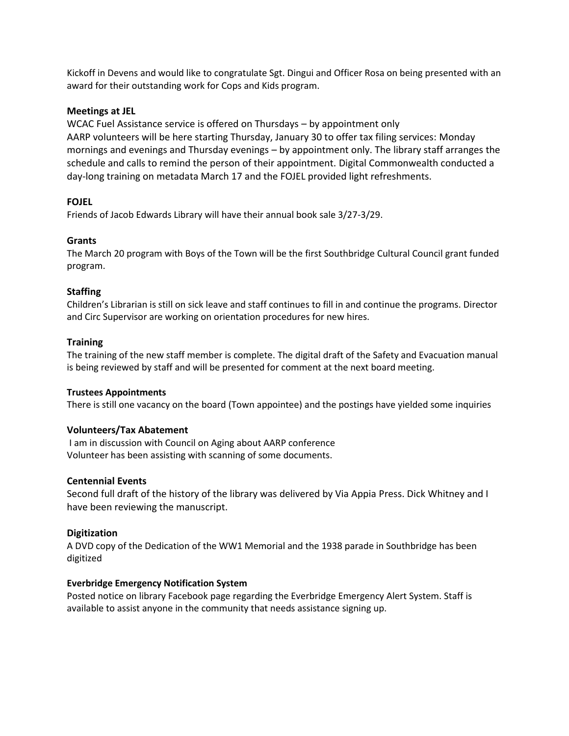Kickoff in Devens and would like to congratulate Sgt. Dingui and Officer Rosa on being presented with an award for their outstanding work for Cops and Kids program.

**Meetings at JEL**

WCAC Fuel Assistance service is offered on Thursdays – by appointment only
AARP volunteers will be here starting Thursday, January 30 to offer tax filing services: Monday mornings and evenings and Thursday evenings – by appointment only. The library staff arranges the schedule and calls to remind the person of their appointment. Digital Commonwealth conducted a day-long training on metadata March 17 and the FOJEL provided light refreshments.

**FOJEL**

Friends of Jacob Edwards Library will have their annual book sale 3/27-3/29.

**Grants**

The March 20 program with Boys of the Town will be the first Southbridge Cultural Council grant funded program.

**Staffing**

Children's Librarian is still on sick leave and staff continues to fill in and continue the programs. Director and Circ Supervisor are working on orientation procedures for new hires.

**Training**

The training of the new staff member is complete. The digital draft of the Safety and Evacuation manual is being reviewed by staff and will be presented for comment at the next board meeting.

**Trustees Appointments**

There is still one vacancy on the board (Town appointee) and the postings have yielded some inquiries

**Volunteers/Tax Abatement**

I am in discussion with Council on Aging about AARP conference
Volunteer has been assisting with scanning of some documents.

**Centennial Events**

Second full draft of the history of the library was delivered by Via Appia Press. Dick Whitney and I have been reviewing the manuscript.

**Digitization**

A DVD copy of the Dedication of the WW1 Memorial and the 1938 parade in Southbridge has been digitized

**Everbridge Emergency Notification System**

Posted notice on library Facebook page regarding the Everbridge Emergency Alert System. Staff is available to assist anyone in the community that needs assistance signing up.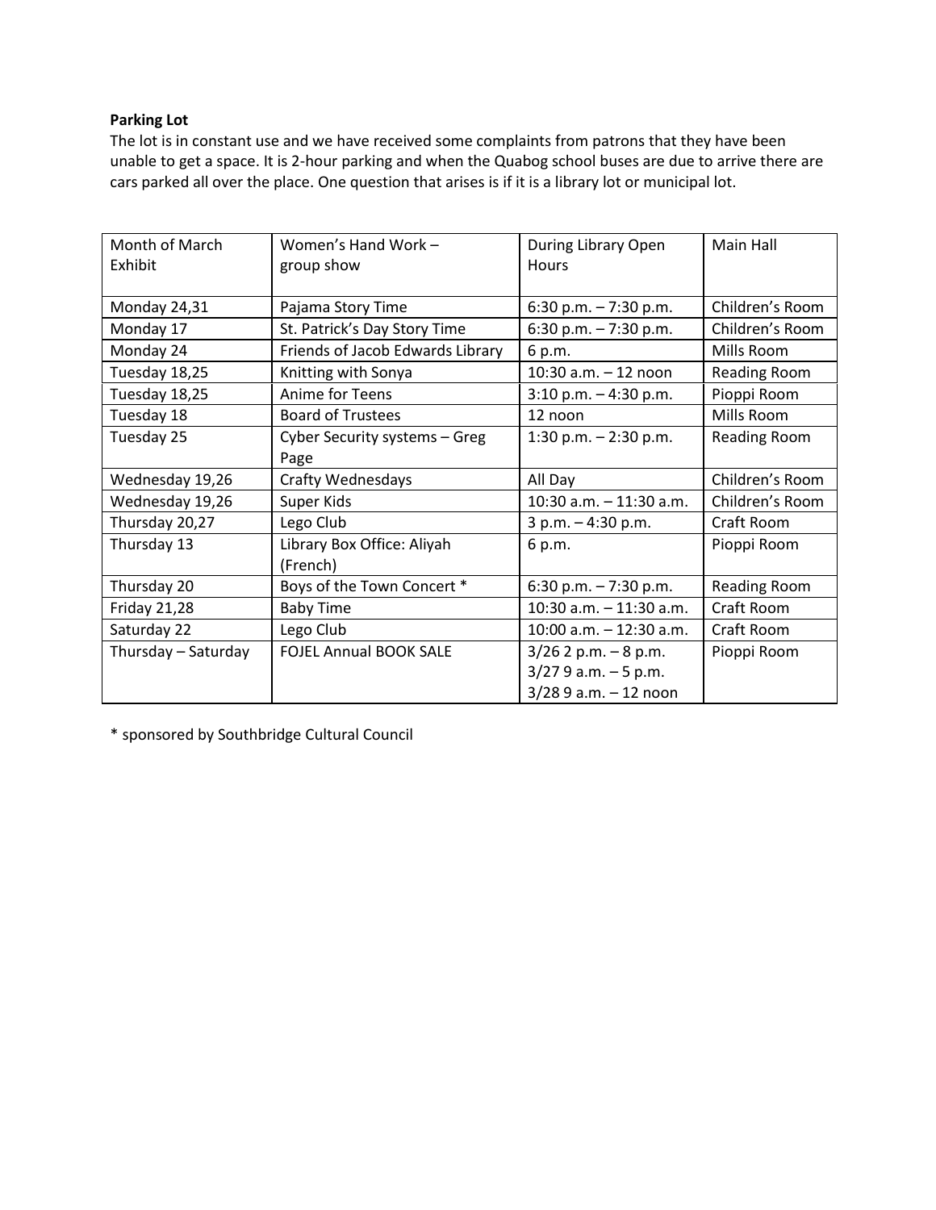**Parking Lot**

The lot is in constant use and we have received some complaints from patrons that they have been unable to get a space. It is 2-hour parking and when the Quabog school buses are due to arrive there are cars parked all over the place. One question that arises is if it is a library lot or municipal lot.

| | | | |
|---|---|---|---|
| Month of March Exhibit | Women's Hand Work – group show | During Library Open Hours | Main Hall |
| Monday 24,31 | Pajama Story Time | 6:30 p.m. – 7:30 p.m. | Children's Room |
| Monday 17 | St. Patrick's Day Story Time | 6:30 p.m. – 7:30 p.m. | Children's Room |
| Monday 24 | Friends of Jacob Edwards Library | 6 p.m. | Mills Room |
| Tuesday 18,25 | Knitting with Sonya | 10:30 a.m. – 12 noon | Reading Room |
| Tuesday 18,25 | Anime for Teens | 3:10 p.m. – 4:30 p.m. | Pioppi Room |
| Tuesday 18 | Board of Trustees | 12 noon | Mills Room |
| Tuesday 25 | Cyber Security systems – Greg Page | 1:30 p.m. – 2:30 p.m. | Reading Room |
| Wednesday 19,26 | Crafty Wednesdays | All Day | Children's Room |
| Wednesday 19,26 | Super Kids | 10:30 a.m. – 11:30 a.m. | Children's Room |
| Thursday 20,27 | Lego Club | 3 p.m. – 4:30 p.m. | Craft Room |
| Thursday 13 | Library Box Office: Aliyah (French) | 6 p.m. | Pioppi Room |
| Thursday 20 | Boys of the Town Concert * | 6:30 p.m. – 7:30 p.m. | Reading Room |
| Friday 21,28 | Baby Time | 10:30 a.m. – 11:30 a.m. | Craft Room |
| Saturday 22 | Lego Club | 10:00 a.m. – 12:30 a.m. | Craft Room |
| Thursday – Saturday | FOJEL Annual BOOK SALE | 3/26 2 p.m. – 8 p.m.<br>3/27 9 a.m. – 5 p.m.<br>3/28 9 a.m. – 12 noon | Pioppi Room |

* sponsored by Southbridge Cultural Council